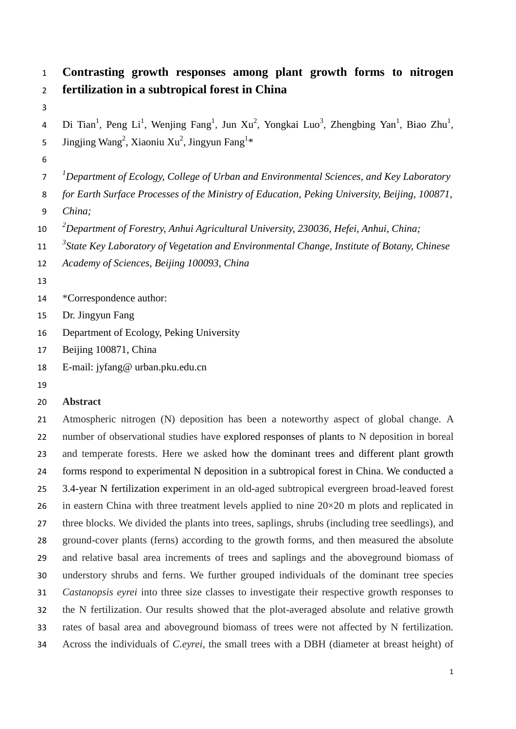# Contrasting growth responses among plant growth forms to nitrogen fertilization in a subtropical forest in China

Di Tian[1], Peng Li[1], Wenjing Fang[1], Jun Xu[2], Yongkai Luo[3], Zhengbing Yan[1], Biao Zhu[1], Jingjing Wang[2], Xiaoniu Xu[2], Jingyun Fang[1]*

*[1]Department of Ecology, College of Urban and Environmental Sciences, and Key Laboratory for Earth Surface Processes of the Ministry of Education, Peking University, Beijing, 100871, China;*

*[2]Department of Forestry, Anhui Agricultural University, 230036, Hefei, Anhui, China;*

*[3]State Key Laboratory of Vegetation and Environmental Change, Institute of Botany, Chinese Academy of Sciences, Beijing 100093, China*

*Correspondence author:
Dr. Jingyun Fang
Department of Ecology, Peking University
Beijing 100871, China
E-mail: jyfang@ urban.pku.edu.cn

## Abstract

Atmospheric nitrogen (N) deposition has been a noteworthy aspect of global change. A number of observational studies have explored responses of plants to N deposition in boreal and temperate forests. Here we asked how the dominant trees and different plant growth forms respond to experimental N deposition in a subtropical forest in China. We conducted a 3.4-year N fertilization experiment in an old-aged subtropical evergreen broad-leaved forest in eastern China with three treatment levels applied to nine 20×20 m plots and replicated in three blocks. We divided the plants into trees, saplings, shrubs (including tree seedlings), and ground-cover plants (ferns) according to the growth forms, and then measured the absolute and relative basal area increments of trees and saplings and the aboveground biomass of understory shrubs and ferns. We further grouped individuals of the dominant tree species *Castanopsis eyrei* into three size classes to investigate their respective growth responses to the N fertilization. Our results showed that the plot-averaged absolute and relative growth rates of basal area and aboveground biomass of trees were not affected by N fertilization. Across the individuals of *C.eyrei*, the small trees with a DBH (diameter at breast height) of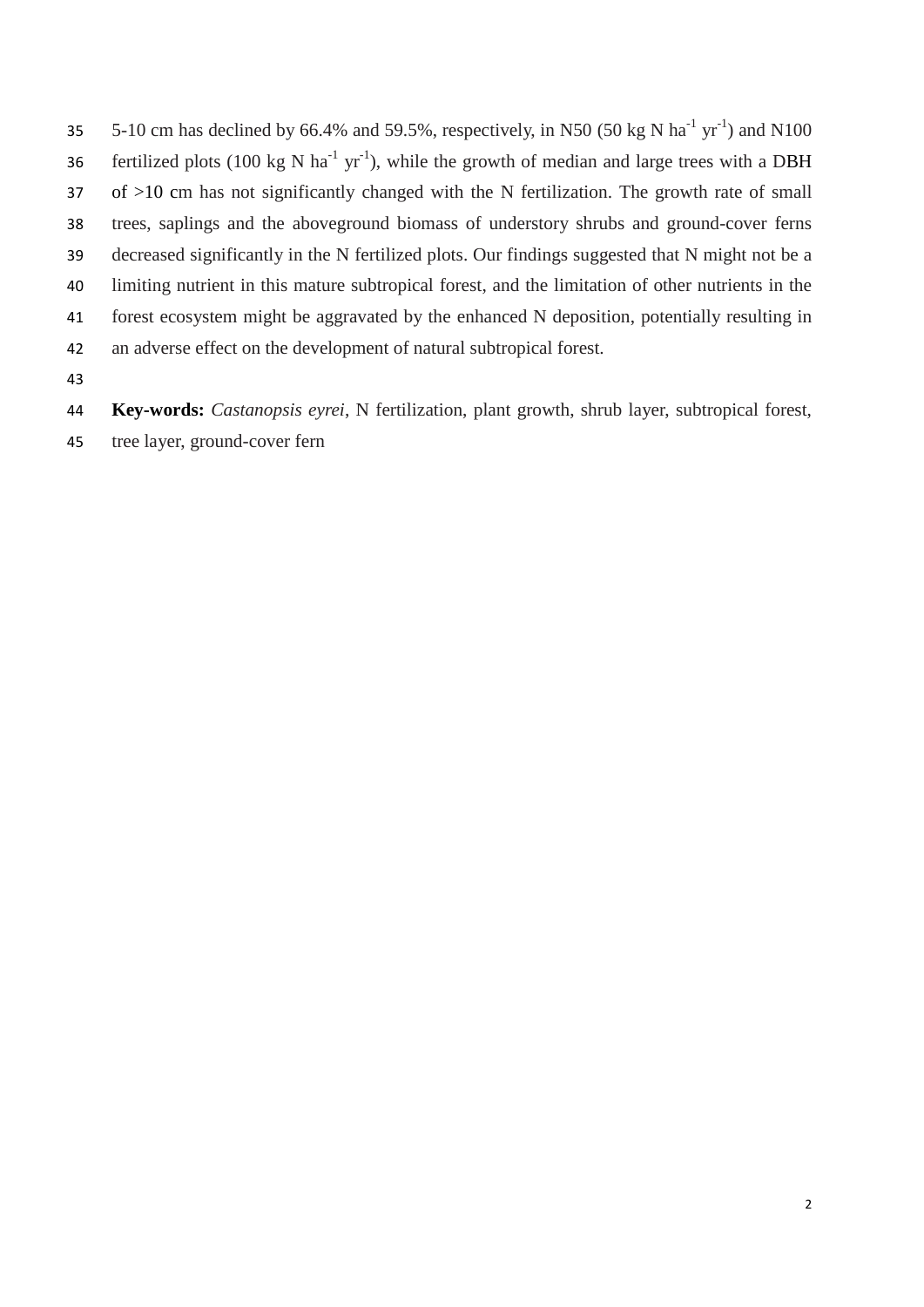5-10 cm has declined by 66.4% and 59.5%, respectively, in N50 (50 kg N $ha^{-1}$ $yr^{-1}$) and N100 fertilized plots (100 kg N $ha^{-1}$ $yr^{-1}$), while the growth of median and large trees with a DBH of >10 cm has not significantly changed with the N fertilization. The growth rate of small trees, saplings and the aboveground biomass of understory shrubs and ground-cover ferns decreased significantly in the N fertilized plots. Our findings suggested that N might not be a limiting nutrient in this mature subtropical forest, and the limitation of other nutrients in the forest ecosystem might be aggravated by the enhanced N deposition, potentially resulting in an adverse effect on the development of natural subtropical forest.

**Key-words:** *Castanopsis eyrei*, N fertilization, plant growth, shrub layer, subtropical forest, tree layer, ground-cover fern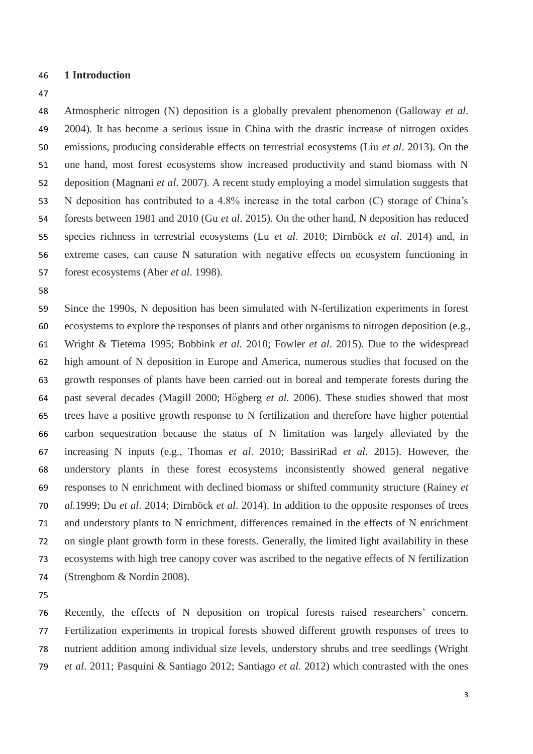## 1 Introduction

Atmospheric nitrogen (N) deposition is a globally prevalent phenomenon (Galloway *et al*. 2004). It has become a serious issue in China with the drastic increase of nitrogen oxides emissions, producing considerable effects on terrestrial ecosystems (Liu *et al*. 2013). On the one hand, most forest ecosystems show increased productivity and stand biomass with N deposition (Magnani *et al*. 2007). A recent study employing a model simulation suggests that N deposition has contributed to a 4.8% increase in the total carbon (C) storage of China's forests between 1981 and 2010 (Gu *et al*. 2015). On the other hand, N deposition has reduced species richness in terrestrial ecosystems (Lu *et al*. 2010; Dirnböck *et al*. 2014) and, in extreme cases, can cause N saturation with negative effects on ecosystem functioning in forest ecosystems (Aber *et al*. 1998).

Since the 1990s, N deposition has been simulated with N-fertilization experiments in forest ecosystems to explore the responses of plants and other organisms to nitrogen deposition (e.g., Wright & Tietema 1995; Bobbink *et al.* 2010; Fowler *et al*. 2015). Due to the widespread high amount of N deposition in Europe and America, numerous studies that focused on the growth responses of plants have been carried out in boreal and temperate forests during the past several decades (Magill 2000; Högberg *et al.* 2006). These studies showed that most trees have a positive growth response to N fertilization and therefore have higher potential carbon sequestration because the status of N limitation was largely alleviated by the increasing N inputs (e.g., Thomas *et al*. 2010; BassiriRad *et al*. 2015). However, the understory plants in these forest ecosystems inconsistently showed general negative responses to N enrichment with declined biomass or shifted community structure (Rainey *et al.*1999; Du *et al*. 2014; Dirnböck *et al*. 2014). In addition to the opposite responses of trees and understory plants to N enrichment, differences remained in the effects of N enrichment on single plant growth form in these forests. Generally, the limited light availability in these ecosystems with high tree canopy cover was ascribed to the negative effects of N fertilization (Strengbom & Nordin 2008).

Recently, the effects of N deposition on tropical forests raised researchers' concern. Fertilization experiments in tropical forests showed different growth responses of trees to nutrient addition among individual size levels, understory shrubs and tree seedlings (Wright *et al*. 2011; Pasquini & Santiago 2012; Santiago *et al*. 2012) which contrasted with the ones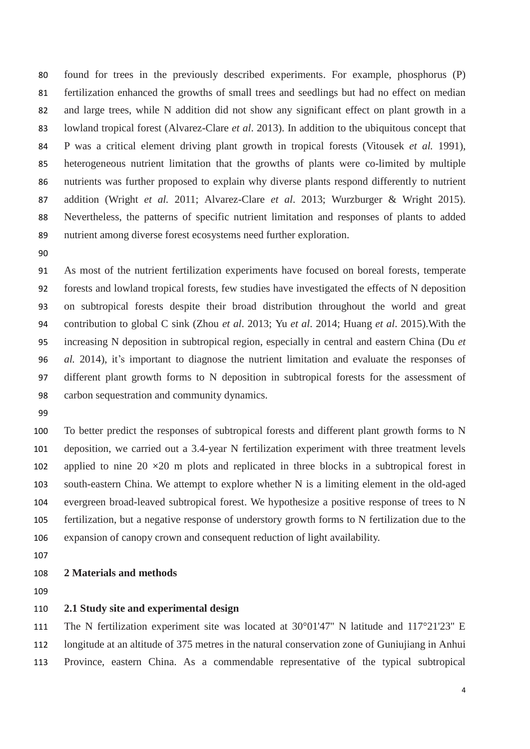found for trees in the previously described experiments. For example, phosphorus (P) fertilization enhanced the growths of small trees and seedlings but had no effect on median and large trees, while N addition did not show any significant effect on plant growth in a lowland tropical forest (Alvarez-Clare *et al*. 2013). In addition to the ubiquitous concept that P was a critical element driving plant growth in tropical forests (Vitousek *et al.* 1991), heterogeneous nutrient limitation that the growths of plants were co-limited by multiple nutrients was further proposed to explain why diverse plants respond differently to nutrient addition (Wright *et al.* 2011; Alvarez-Clare *et al*. 2013; Wurzburger & Wright 2015). Nevertheless, the patterns of specific nutrient limitation and responses of plants to added nutrient among diverse forest ecosystems need further exploration.

As most of the nutrient fertilization experiments have focused on boreal forests, temperate forests and lowland tropical forests, few studies have investigated the effects of N deposition on subtropical forests despite their broad distribution throughout the world and great contribution to global C sink (Zhou *et al*. 2013; Yu *et al*. 2014; Huang *et al*. 2015).With the increasing N deposition in subtropical region, especially in central and eastern China (Du *et al.* 2014), it's important to diagnose the nutrient limitation and evaluate the responses of different plant growth forms to N deposition in subtropical forests for the assessment of carbon sequestration and community dynamics.

To better predict the responses of subtropical forests and different plant growth forms to N deposition, we carried out a 3.4-year N fertilization experiment with three treatment levels applied to nine 20 ×20 m plots and replicated in three blocks in a subtropical forest in south-eastern China. We attempt to explore whether N is a limiting element in the old-aged evergreen broad-leaved subtropical forest. We hypothesize a positive response of trees to N fertilization, but a negative response of understory growth forms to N fertilization due to the expansion of canopy crown and consequent reduction of light availability.

## 2 Materials and methods

### 2.1 Study site and experimental design

The N fertilization experiment site was located at 30°01'47" N latitude and 117°21'23" E longitude at an altitude of 375 metres in the natural conservation zone of Guniujiang in Anhui Province, eastern China. As a commendable representative of the typical subtropical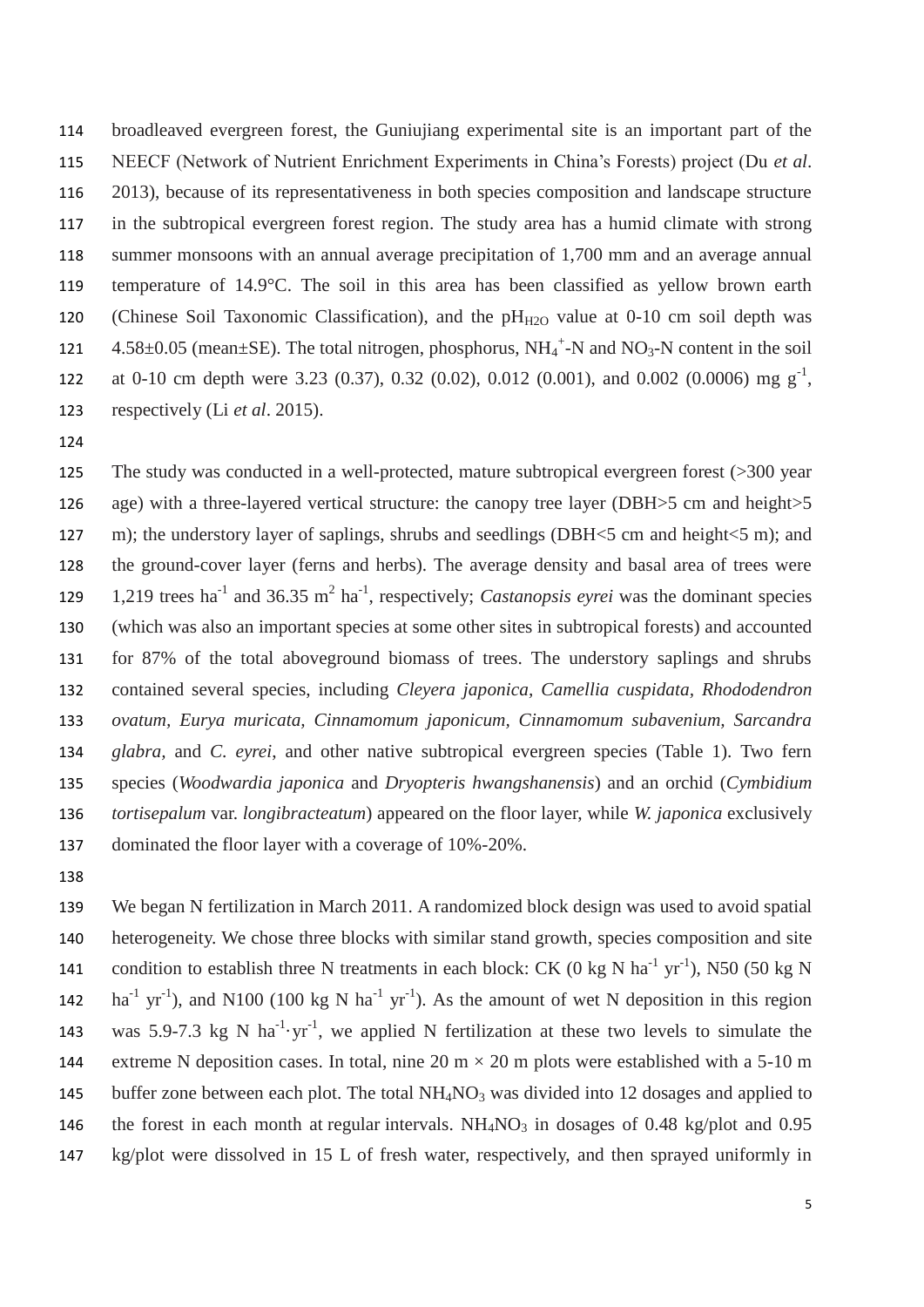broadleaved evergreen forest, the Guniujiang experimental site is an important part of the NEECF (Network of Nutrient Enrichment Experiments in China's Forests) project (Du *et al*. 2013), because of its representativeness in both species composition and landscape structure in the subtropical evergreen forest region. The study area has a humid climate with strong summer monsoons with an annual average precipitation of 1,700 mm and an average annual temperature of 14.9°C. The soil in this area has been classified as yellow brown earth (Chinese Soil Taxonomic Classification), and the $pH_{H2O}$ value at 0-10 cm soil depth was 4.58±0.05 (mean±SE). The total nitrogen, phosphorus, $NH_4^+$-N and $NO_3$-N content in the soil at 0-10 cm depth were 3.23 (0.37), 0.32 (0.02), 0.012 (0.001), and 0.002 (0.0006) mg $g^{-1}$, respectively (Li *et al*. 2015).

The study was conducted in a well-protected, mature subtropical evergreen forest (>300 year age) with a three-layered vertical structure: the canopy tree layer (DBH>5 cm and height>5 m); the understory layer of saplings, shrubs and seedlings (DBH<5 cm and height<5 m); and the ground-cover layer (ferns and herbs). The average density and basal area of trees were 1,219 trees $ha^{-1}$ and 36.35 $m^2$ $ha^{-1}$, respectively; *Castanopsis eyrei* was the dominant species (which was also an important species at some other sites in subtropical forests) and accounted for 87% of the total aboveground biomass of trees. The understory saplings and shrubs contained several species, including *Cleyera japonica*, *Camellia cuspidata*, *Rhododendron ovatum*, *Eurya muricata*, *Cinnamomum japonicum*, *Cinnamomum subavenium*, *Sarcandra glabra*, and *C. eyrei*, and other native subtropical evergreen species (Table 1). Two fern species (*Woodwardia japonica* and *Dryopteris hwangshanensis*) and an orchid (*Cymbidium tortisepalum* var. *longibracteatum*) appeared on the floor layer, while *W. japonica* exclusively dominated the floor layer with a coverage of 10%-20%.

We began N fertilization in March 2011. A randomized block design was used to avoid spatial heterogeneity. We chose three blocks with similar stand growth, species composition and site condition to establish three N treatments in each block: CK (0 kg N $ha^{-1}$ $yr^{-1}$), N50 (50 kg N $ha^{-1}$ $yr^{-1}$), and N100 (100 kg N $ha^{-1}$ $yr^{-1}$). As the amount of wet N deposition in this region was 5.9-7.3 kg N $ha^{-1}\cdot yr^{-1}$, we applied N fertilization at these two levels to simulate the extreme N deposition cases. In total, nine 20 m × 20 m plots were established with a 5-10 m buffer zone between each plot. The total $NH_4NO_3$ was divided into 12 dosages and applied to the forest in each month at regular intervals. $NH_4NO_3$ in dosages of 0.48 kg/plot and 0.95 kg/plot were dissolved in 15 L of fresh water, respectively, and then sprayed uniformly in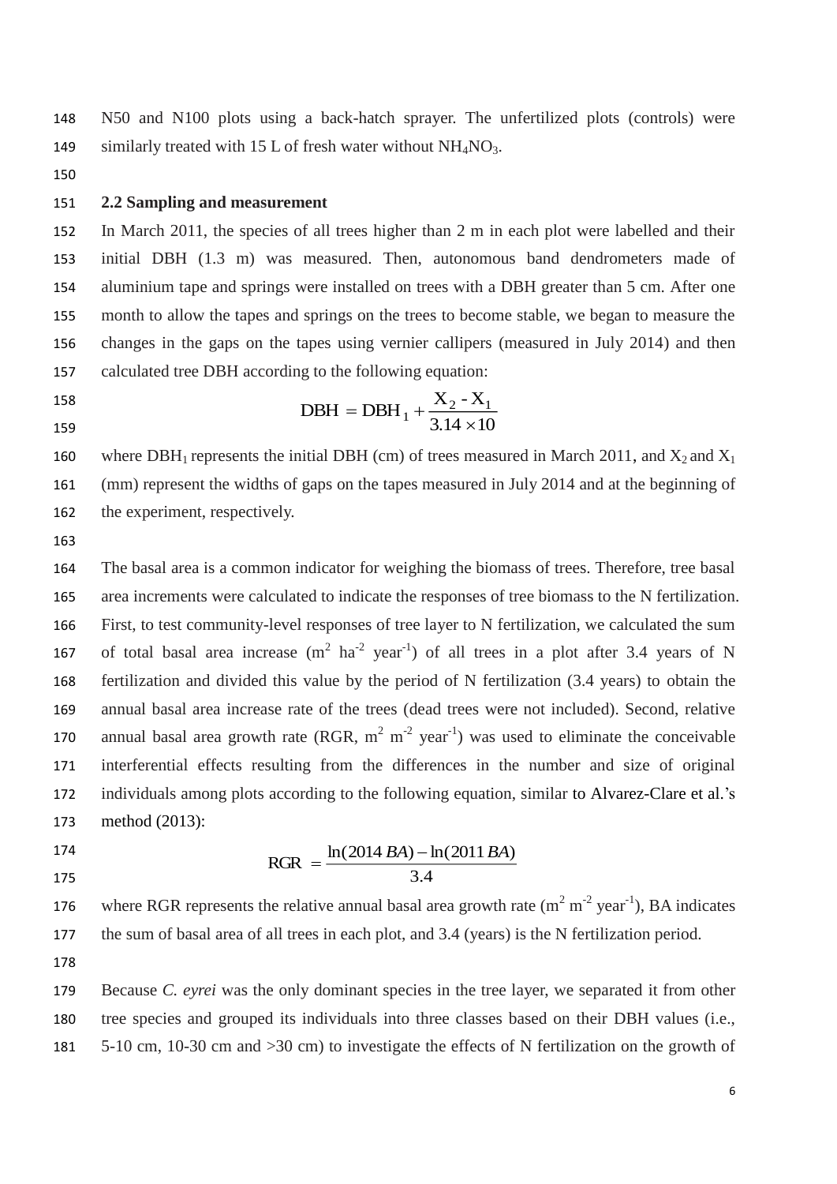N50 and N100 plots using a back-hatch sprayer. The unfertilized plots (controls) were similarly treated with 15 L of fresh water without $NH_4NO_3$.

## 2.2 Sampling and measurement

In March 2011, the species of all trees higher than 2 m in each plot were labelled and their initial DBH (1.3 m) was measured. Then, autonomous band dendrometers made of aluminium tape and springs were installed on trees with a DBH greater than 5 cm. After one month to allow the tapes and springs on the trees to become stable, we began to measure the changes in the gaps on the tapes using vernier callipers (measured in July 2014) and then calculated tree DBH according to the following equation:

$$\mathrm{DBH} = \mathrm{DBH}_1 + \frac{\mathrm{X}_2 - \mathrm{X}_1}{3.14 \times 10}$$

where $DBH_1$ represents the initial DBH (cm) of trees measured in March 2011, and $X_2$ and $X_1$ (mm) represent the widths of gaps on the tapes measured in July 2014 and at the beginning of the experiment, respectively.

The basal area is a common indicator for weighing the biomass of trees. Therefore, tree basal area increments were calculated to indicate the responses of tree biomass to the N fertilization. First, to test community-level responses of tree layer to N fertilization, we calculated the sum of total basal area increase ($m^2$ $ha^{-2}$ $year^{-1}$) of all trees in a plot after 3.4 years of N fertilization and divided this value by the period of N fertilization (3.4 years) to obtain the annual basal area increase rate of the trees (dead trees were not included). Second, relative annual basal area growth rate (RGR, $m^2$ $m^{-2}$ $year^{-1}$) was used to eliminate the conceivable interferential effects resulting from the differences in the number and size of original individuals among plots according to the following equation, similar to Alvarez-Clare et al.'s method (2013):

$$\mathrm{RGR} = \frac{\ln(2014\,BA) - \ln(2011\,BA)}{3.4}$$

where RGR represents the relative annual basal area growth rate ($m^2$ $m^{-2}$ $year^{-1}$), BA indicates the sum of basal area of all trees in each plot, and 3.4 (years) is the N fertilization period.

Because *C. eyrei* was the only dominant species in the tree layer, we separated it from other tree species and grouped its individuals into three classes based on their DBH values (i.e., 5-10 cm, 10-30 cm and >30 cm) to investigate the effects of N fertilization on the growth of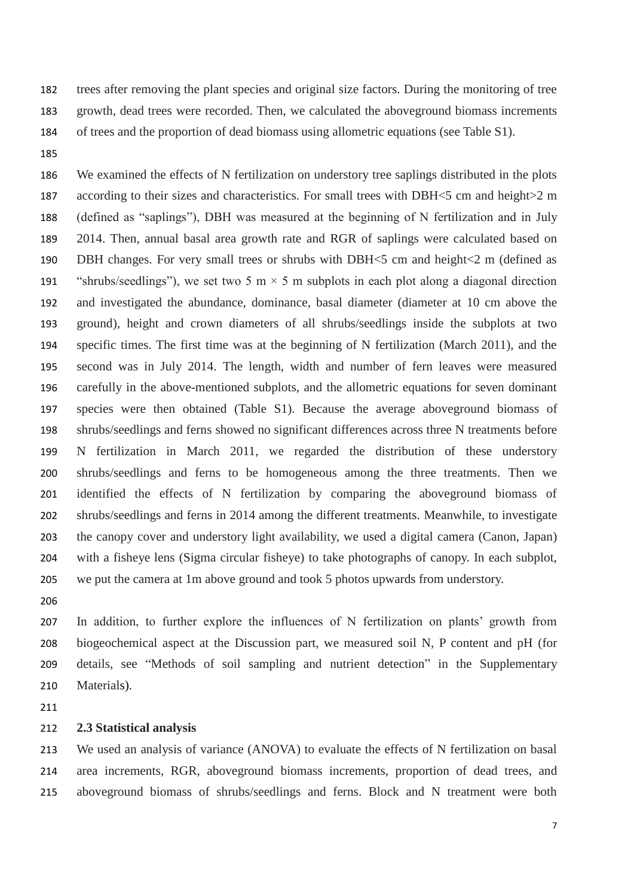trees after removing the plant species and original size factors. During the monitoring of tree growth, dead trees were recorded. Then, we calculated the aboveground biomass increments of trees and the proportion of dead biomass using allometric equations (see Table S1).

We examined the effects of N fertilization on understory tree saplings distributed in the plots according to their sizes and characteristics. For small trees with DBH<5 cm and height>2 m (defined as "saplings"), DBH was measured at the beginning of N fertilization and in July 2014. Then, annual basal area growth rate and RGR of saplings were calculated based on DBH changes. For very small trees or shrubs with DBH<5 cm and height<2 m (defined as "shrubs/seedlings"), we set two 5 m × 5 m subplots in each plot along a diagonal direction and investigated the abundance, dominance, basal diameter (diameter at 10 cm above the ground), height and crown diameters of all shrubs/seedlings inside the subplots at two specific times. The first time was at the beginning of N fertilization (March 2011), and the second was in July 2014. The length, width and number of fern leaves were measured carefully in the above-mentioned subplots, and the allometric equations for seven dominant species were then obtained (Table S1). Because the average aboveground biomass of shrubs/seedlings and ferns showed no significant differences across three N treatments before N fertilization in March 2011, we regarded the distribution of these understory shrubs/seedlings and ferns to be homogeneous among the three treatments. Then we identified the effects of N fertilization by comparing the aboveground biomass of shrubs/seedlings and ferns in 2014 among the different treatments. Meanwhile, to investigate the canopy cover and understory light availability, we used a digital camera (Canon, Japan) with a fisheye lens (Sigma circular fisheye) to take photographs of canopy. In each subplot, we put the camera at 1m above ground and took 5 photos upwards from understory.

In addition, to further explore the influences of N fertilization on plants' growth from biogeochemical aspect at the Discussion part, we measured soil N, P content and pH (for details, see "Methods of soil sampling and nutrient detection" in the Supplementary Materials).

### 2.3 Statistical analysis

We used an analysis of variance (ANOVA) to evaluate the effects of N fertilization on basal area increments, RGR, aboveground biomass increments, proportion of dead trees, and aboveground biomass of shrubs/seedlings and ferns. Block and N treatment were both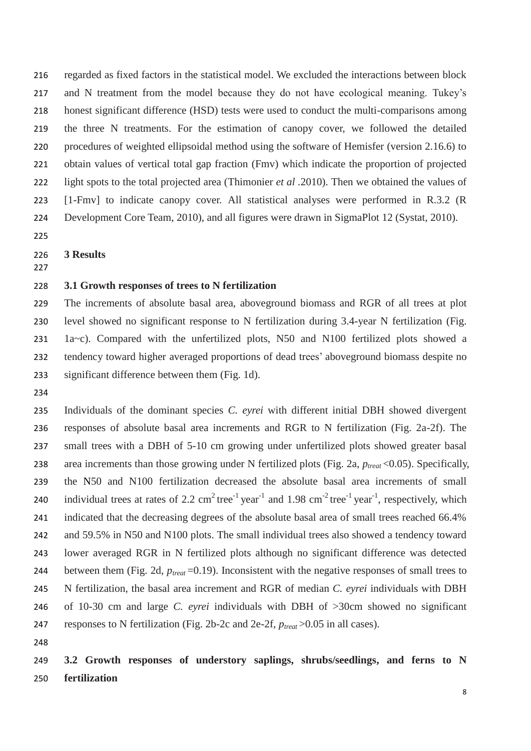regarded as fixed factors in the statistical model. We excluded the interactions between block and N treatment from the model because they do not have ecological meaning. Tukey's honest significant difference (HSD) tests were used to conduct the multi-comparisons among the three N treatments. For the estimation of canopy cover, we followed the detailed procedures of weighted ellipsoidal method using the software of Hemisfer (version 2.16.6) to obtain values of vertical total gap fraction (Fmv) which indicate the proportion of projected light spots to the total projected area (Thimonier *et al* .2010). Then we obtained the values of [1-Fmv] to indicate canopy cover. All statistical analyses were performed in R.3.2 (R Development Core Team, 2010), and all figures were drawn in SigmaPlot 12 (Systat, 2010).

## 3 Results

### 3.1 Growth responses of trees to N fertilization

The increments of absolute basal area, aboveground biomass and RGR of all trees at plot level showed no significant response to N fertilization during 3.4-year N fertilization (Fig. 1a~c). Compared with the unfertilized plots, N50 and N100 fertilized plots showed a tendency toward higher averaged proportions of dead trees' aboveground biomass despite no significant difference between them (Fig. 1d).

Individuals of the dominant species *C. eyrei* with different initial DBH showed divergent responses of absolute basal area increments and RGR to N fertilization (Fig. 2a-2f). The small trees with a DBH of 5-10 cm growing under unfertilized plots showed greater basal area increments than those growing under N fertilized plots (Fig. 2a, $p_{treat}$ <0.05). Specifically, the N50 and N100 fertilization decreased the absolute basal area increments of small individual trees at rates of 2.2 $cm^{2}$ $tree^{-1}$ $year^{-1}$ and 1.98 $cm^{-2}$ $tree^{-1}$ $year^{-1}$, respectively, which indicated that the decreasing degrees of the absolute basal area of small trees reached 66.4% and 59.5% in N50 and N100 plots. The small individual trees also showed a tendency toward lower averaged RGR in N fertilized plots although no significant difference was detected between them (Fig. 2d, $p_{treat}$ =0.19). Inconsistent with the negative responses of small trees to N fertilization, the basal area increment and RGR of median *C. eyrei* individuals with DBH of 10-30 cm and large *C. eyrei* individuals with DBH of >30cm showed no significant responses to N fertilization (Fig. 2b-2c and 2e-2f, $p_{treat}$ >0.05 in all cases).

### 3.2 Growth responses of understory saplings, shrubs/seedlings, and ferns to N fertilization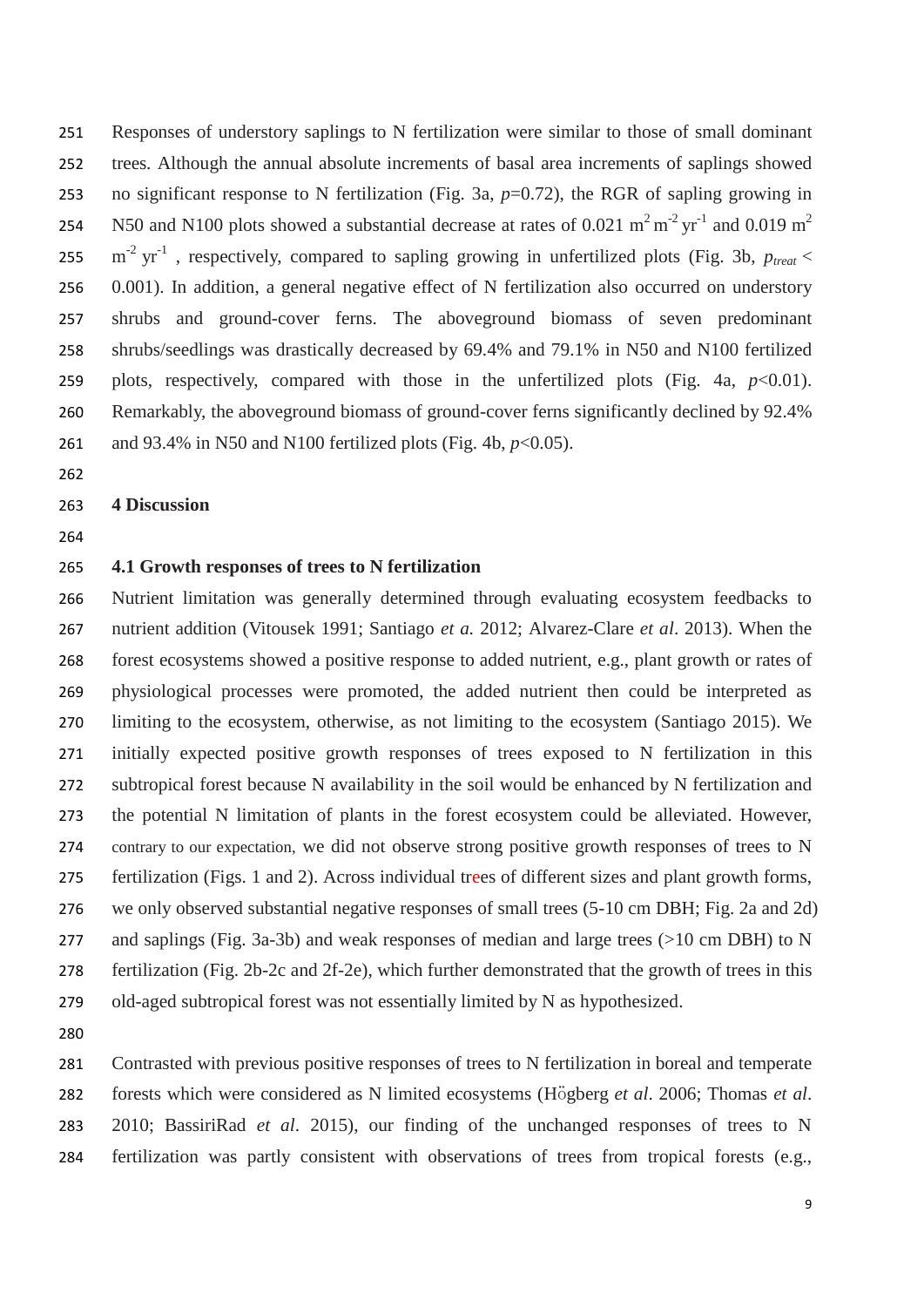Responses of understory saplings to N fertilization were similar to those of small dominant trees. Although the annual absolute increments of basal area increments of saplings showed no significant response to N fertilization (Fig. 3a, $p$=0.72), the RGR of sapling growing in N50 and N100 plots showed a substantial decrease at rates of 0.021 $m^2$ $m^{-2}$ $yr^{-1}$ and 0.019 $m^2$ $m^{-2}$ $yr^{-1}$ , respectively, compared to sapling growing in unfertilized plots (Fig. 3b, $p_{treat} <$ 0.001). In addition, a general negative effect of N fertilization also occurred on understory shrubs and ground-cover ferns. The aboveground biomass of seven predominant shrubs/seedlings was drastically decreased by 69.4% and 79.1% in N50 and N100 fertilized plots, respectively, compared with those in the unfertilized plots (Fig. 4a, $p$<0.01). Remarkably, the aboveground biomass of ground-cover ferns significantly declined by 92.4% and 93.4% in N50 and N100 fertilized plots (Fig. 4b, $p$<0.05).

## 4 Discussion

### 4.1 Growth responses of trees to N fertilization

Nutrient limitation was generally determined through evaluating ecosystem feedbacks to nutrient addition (Vitousek 1991; Santiago *et a.* 2012; Alvarez-Clare *et al*. 2013). When the forest ecosystems showed a positive response to added nutrient, e.g., plant growth or rates of physiological processes were promoted, the added nutrient then could be interpreted as limiting to the ecosystem, otherwise, as not limiting to the ecosystem (Santiago 2015). We initially expected positive growth responses of trees exposed to N fertilization in this subtropical forest because N availability in the soil would be enhanced by N fertilization and the potential N limitation of plants in the forest ecosystem could be alleviated. However, contrary to our expectation, we did not observe strong positive growth responses of trees to N fertilization (Figs. 1 and 2). Across individual trees of different sizes and plant growth forms, we only observed substantial negative responses of small trees (5-10 cm DBH; Fig. 2a and 2d) and saplings (Fig. 3a-3b) and weak responses of median and large trees (>10 cm DBH) to N fertilization (Fig. 2b-2c and 2f-2e), which further demonstrated that the growth of trees in this old-aged subtropical forest was not essentially limited by N as hypothesized.

Contrasted with previous positive responses of trees to N fertilization in boreal and temperate forests which were considered as N limited ecosystems (Högberg *et al*. 2006; Thomas *et al*. 2010; BassiriRad *et al*. 2015), our finding of the unchanged responses of trees to N fertilization was partly consistent with observations of trees from tropical forests (e.g.,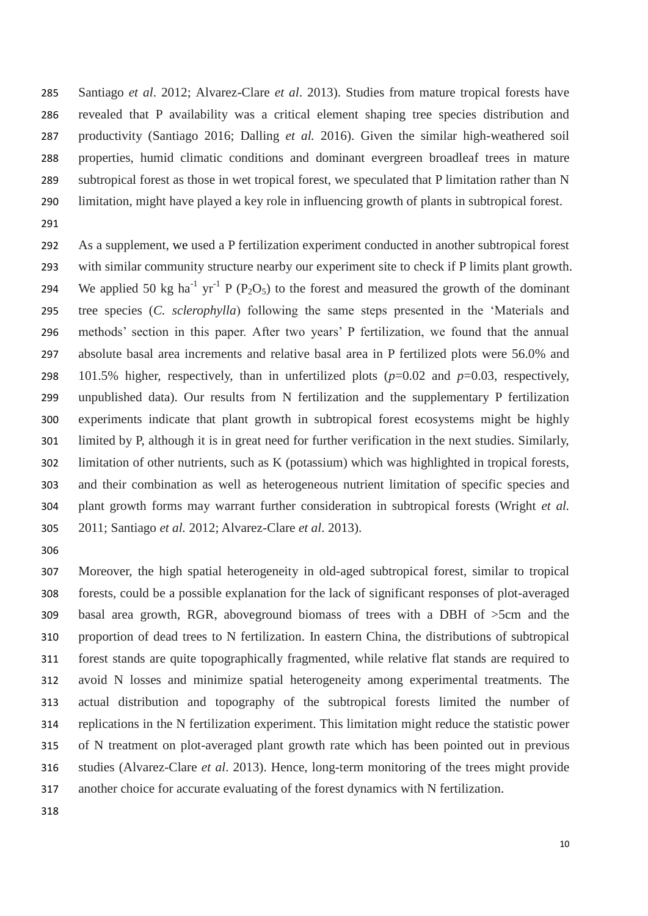Santiago *et al*. 2012; Alvarez-Clare *et al*. 2013). Studies from mature tropical forests have revealed that P availability was a critical element shaping tree species distribution and productivity (Santiago 2016; Dalling *et al.* 2016). Given the similar high-weathered soil properties, humid climatic conditions and dominant evergreen broadleaf trees in mature subtropical forest as those in wet tropical forest, we speculated that P limitation rather than N limitation, might have played a key role in influencing growth of plants in subtropical forest.

As a supplement, we used a P fertilization experiment conducted in another subtropical forest with similar community structure nearby our experiment site to check if P limits plant growth. We applied 50 kg $ha^{-1}$ $yr^{-1}$ P ($P_2O_5$) to the forest and measured the growth of the dominant tree species (*C. sclerophylla*) following the same steps presented in the 'Materials and methods' section in this paper. After two years' P fertilization, we found that the annual absolute basal area increments and relative basal area in P fertilized plots were 56.0% and 101.5% higher, respectively, than in unfertilized plots ($p$=0.02 and $p$=0.03, respectively, unpublished data). Our results from N fertilization and the supplementary P fertilization experiments indicate that plant growth in subtropical forest ecosystems might be highly limited by P, although it is in great need for further verification in the next studies. Similarly, limitation of other nutrients, such as K (potassium) which was highlighted in tropical forests, and their combination as well as heterogeneous nutrient limitation of specific species and plant growth forms may warrant further consideration in subtropical forests (Wright *et al.* 2011; Santiago *et al.* 2012; Alvarez-Clare *et al*. 2013).

Moreover, the high spatial heterogeneity in old-aged subtropical forest, similar to tropical forests, could be a possible explanation for the lack of significant responses of plot-averaged basal area growth, RGR, aboveground biomass of trees with a DBH of >5cm and the proportion of dead trees to N fertilization. In eastern China, the distributions of subtropical forest stands are quite topographically fragmented, while relative flat stands are required to avoid N losses and minimize spatial heterogeneity among experimental treatments. The actual distribution and topography of the subtropical forests limited the number of replications in the N fertilization experiment. This limitation might reduce the statistic power of N treatment on plot-averaged plant growth rate which has been pointed out in previous studies (Alvarez-Clare *et al*. 2013). Hence, long-term monitoring of the trees might provide another choice for accurate evaluating of the forest dynamics with N fertilization.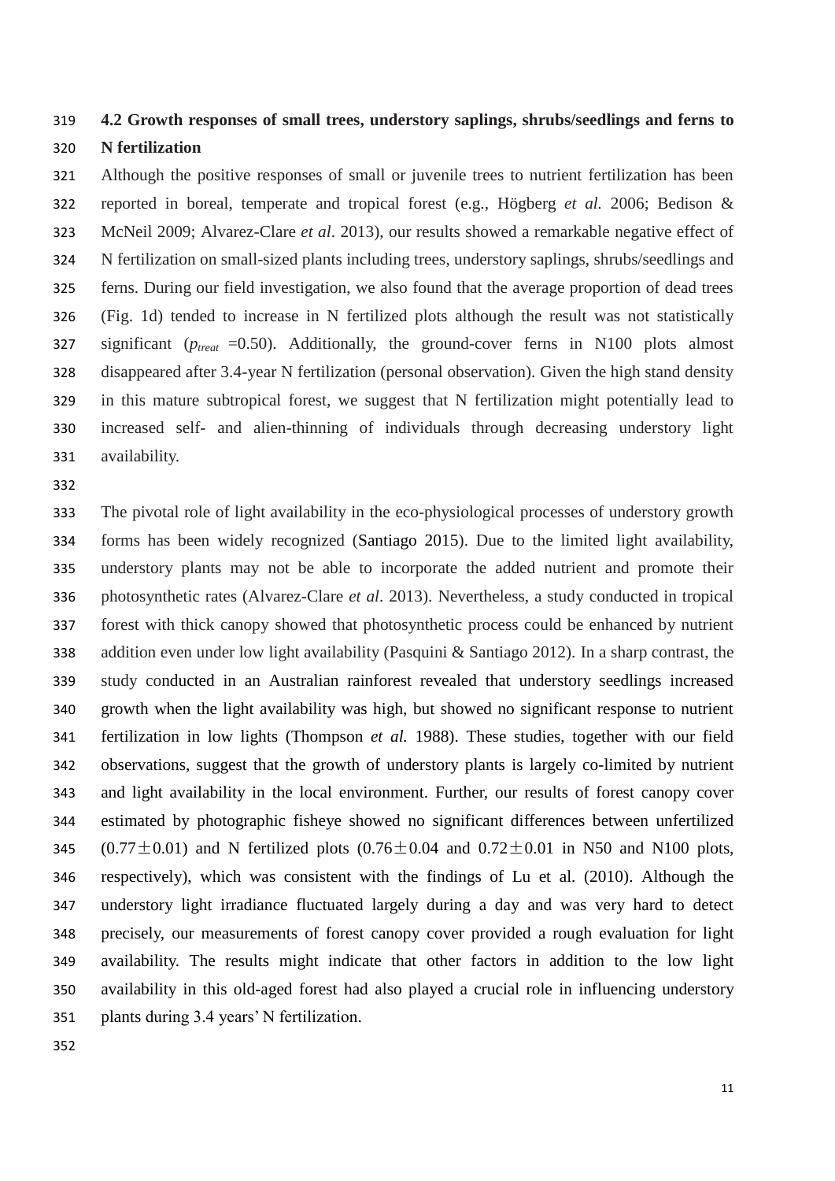### 4.2 Growth responses of small trees, understory saplings, shrubs/seedlings and ferns to N fertilization

Although the positive responses of small or juvenile trees to nutrient fertilization has been reported in boreal, temperate and tropical forest (e.g., Högberg *et al.* 2006; Bedison & McNeil 2009; Alvarez-Clare *et al*. 2013), our results showed a remarkable negative effect of N fertilization on small-sized plants including trees, understory saplings, shrubs/seedlings and ferns. During our field investigation, we also found that the average proportion of dead trees (Fig. 1d) tended to increase in N fertilized plots although the result was not statistically significant ($p_{treat}$ =0.50). Additionally, the ground-cover ferns in N100 plots almost disappeared after 3.4-year N fertilization (personal observation). Given the high stand density in this mature subtropical forest, we suggest that N fertilization might potentially lead to increased self- and alien-thinning of individuals through decreasing understory light availability.

The pivotal role of light availability in the eco-physiological processes of understory growth forms has been widely recognized (Santiago 2015). Due to the limited light availability, understory plants may not be able to incorporate the added nutrient and promote their photosynthetic rates (Alvarez-Clare *et al*. 2013). Nevertheless, a study conducted in tropical forest with thick canopy showed that photosynthetic process could be enhanced by nutrient addition even under low light availability (Pasquini & Santiago 2012). In a sharp contrast, the study conducted in an Australian rainforest revealed that understory seedlings increased growth when the light availability was high, but showed no significant response to nutrient fertilization in low lights (Thompson *et al.* 1988). These studies, together with our field observations, suggest that the growth of understory plants is largely co-limited by nutrient and light availability in the local environment. Further, our results of forest canopy cover estimated by photographic fisheye showed no significant differences between unfertilized ($0.77 \pm 0.01$) and N fertilized plots ($0.76 \pm 0.04$ and $0.72 \pm 0.01$ in N50 and N100 plots, respectively), which was consistent with the findings of Lu et al. (2010). Although the understory light irradiance fluctuated largely during a day and was very hard to detect precisely, our measurements of forest canopy cover provided a rough evaluation for light availability. The results might indicate that other factors in addition to the low light availability in this old-aged forest had also played a crucial role in influencing understory plants during 3.4 years' N fertilization.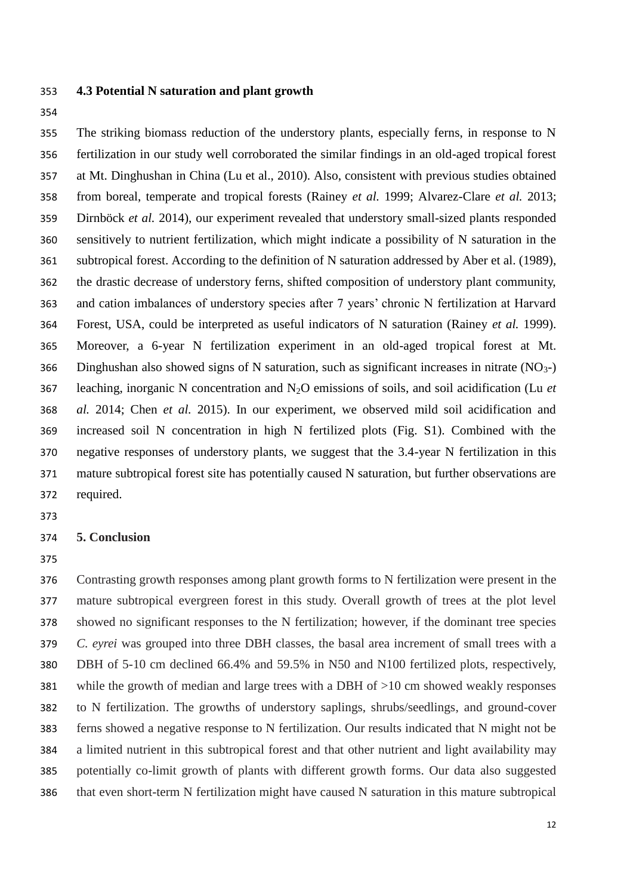### 4.3 Potential N saturation and plant growth

The striking biomass reduction of the understory plants, especially ferns, in response to N fertilization in our study well corroborated the similar findings in an old-aged tropical forest at Mt. Dinghushan in China (Lu et al., 2010). Also, consistent with previous studies obtained from boreal, temperate and tropical forests (Rainey *et al.* 1999; Alvarez-Clare *et al.* 2013; Dirnböck *et al.* 2014), our experiment revealed that understory small-sized plants responded sensitively to nutrient fertilization, which might indicate a possibility of N saturation in the subtropical forest. According to the definition of N saturation addressed by Aber et al. (1989), the drastic decrease of understory ferns, shifted composition of understory plant community, and cation imbalances of understory species after 7 years' chronic N fertilization at Harvard Forest, USA, could be interpreted as useful indicators of N saturation (Rainey *et al.* 1999). Moreover, a 6-year N fertilization experiment in an old-aged tropical forest at Mt. Dinghushan also showed signs of N saturation, such as significant increases in nitrate ($NO_3$-) leaching, inorganic N concentration and $N_2O$ emissions of soils, and soil acidification (Lu *et al.* 2014; Chen *et al.* 2015). In our experiment, we observed mild soil acidification and increased soil N concentration in high N fertilized plots (Fig. S1). Combined with the negative responses of understory plants, we suggest that the 3.4-year N fertilization in this mature subtropical forest site has potentially caused N saturation, but further observations are required.

## 5. Conclusion

Contrasting growth responses among plant growth forms to N fertilization were present in the mature subtropical evergreen forest in this study. Overall growth of trees at the plot level showed no significant responses to the N fertilization; however, if the dominant tree species *C. eyrei* was grouped into three DBH classes, the basal area increment of small trees with a DBH of 5-10 cm declined 66.4% and 59.5% in N50 and N100 fertilized plots, respectively, while the growth of median and large trees with a DBH of >10 cm showed weakly responses to N fertilization. The growths of understory saplings, shrubs/seedlings, and ground-cover ferns showed a negative response to N fertilization. Our results indicated that N might not be a limited nutrient in this subtropical forest and that other nutrient and light availability may potentially co-limit growth of plants with different growth forms. Our data also suggested that even short-term N fertilization might have caused N saturation in this mature subtropical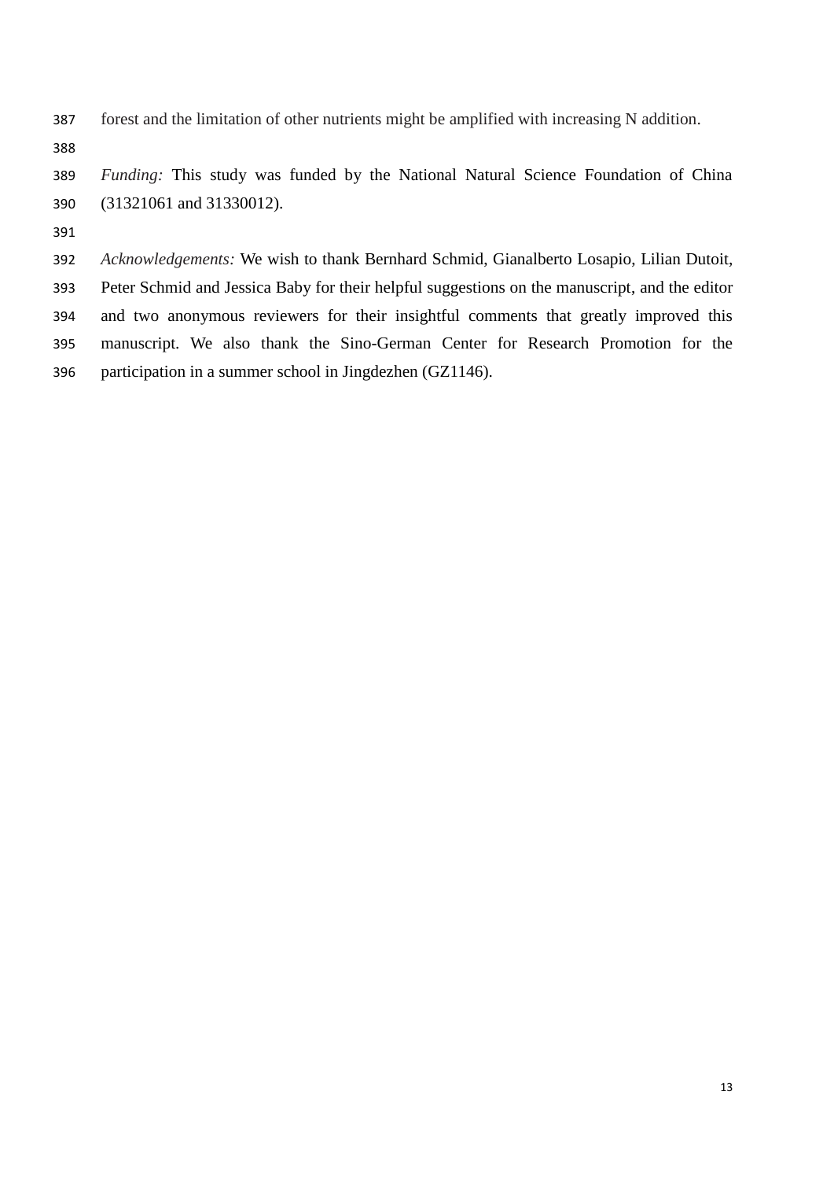forest and the limitation of other nutrients might be amplified with increasing N addition.

*Funding:* This study was funded by the National Natural Science Foundation of China (31321061 and 31330012).

*Acknowledgements:* We wish to thank Bernhard Schmid, Gianalberto Losapio, Lilian Dutoit, Peter Schmid and Jessica Baby for their helpful suggestions on the manuscript, and the editor and two anonymous reviewers for their insightful comments that greatly improved this manuscript. We also thank the Sino-German Center for Research Promotion for the participation in a summer school in Jingdezhen (GZ1146).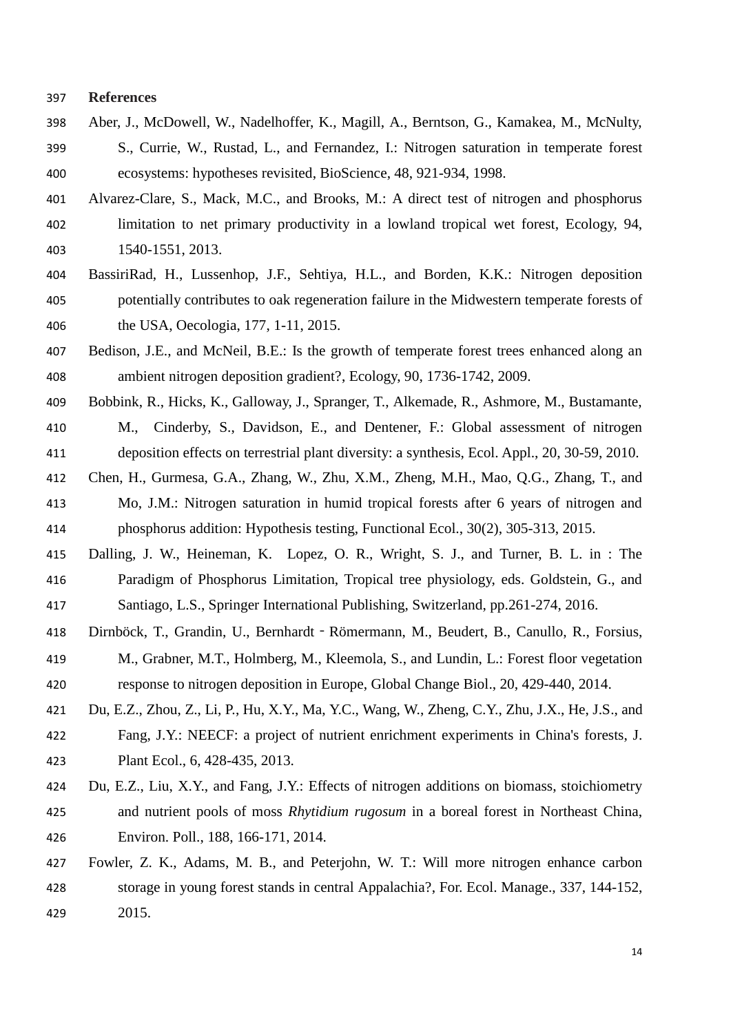# References

Aber, J., McDowell, W., Nadelhoffer, K., Magill, A., Berntson, G., Kamakea, M., McNulty, S., Currie, W., Rustad, L., and Fernandez, I.: Nitrogen saturation in temperate forest ecosystems: hypotheses revisited, BioScience, 48, 921-934, 1998.

Alvarez-Clare, S., Mack, M.C., and Brooks, M.: A direct test of nitrogen and phosphorus limitation to net primary productivity in a lowland tropical wet forest, Ecology, 94, 1540-1551, 2013.

BassiriRad, H., Lussenhop, J.F., Sehtiya, H.L., and Borden, K.K.: Nitrogen deposition potentially contributes to oak regeneration failure in the Midwestern temperate forests of the USA, Oecologia, 177, 1-11, 2015.

Bedison, J.E., and McNeil, B.E.: Is the growth of temperate forest trees enhanced along an ambient nitrogen deposition gradient?, Ecology, 90, 1736-1742, 2009.

Bobbink, R., Hicks, K., Galloway, J., Spranger, T., Alkemade, R., Ashmore, M., Bustamante, M., Cinderby, S., Davidson, E., and Dentener, F.: Global assessment of nitrogen deposition effects on terrestrial plant diversity: a synthesis, Ecol. Appl., 20, 30-59, 2010.

Chen, H., Gurmesa, G.A., Zhang, W., Zhu, X.M., Zheng, M.H., Mao, Q.G., Zhang, T., and Mo, J.M.: Nitrogen saturation in humid tropical forests after 6 years of nitrogen and phosphorus addition: Hypothesis testing, Functional Ecol., 30(2), 305-313, 2015.

Dalling, J. W., Heineman, K. Lopez, O. R., Wright, S. J., and Turner, B. L. in : The Paradigm of Phosphorus Limitation, Tropical tree physiology, eds. Goldstein, G., and Santiago, L.S., Springer International Publishing, Switzerland, pp.261-274, 2016.

Dirnböck, T., Grandin, U., Bernhardt‐Römermann, M., Beudert, B., Canullo, R., Forsius, M., Grabner, M.T., Holmberg, M., Kleemola, S., and Lundin, L.: Forest floor vegetation response to nitrogen deposition in Europe, Global Change Biol., 20, 429-440, 2014.

Du, E.Z., Zhou, Z., Li, P., Hu, X.Y., Ma, Y.C., Wang, W., Zheng, C.Y., Zhu, J.X., He, J.S., and Fang, J.Y.: NEECF: a project of nutrient enrichment experiments in China's forests, J. Plant Ecol., 6, 428-435, 2013.

Du, E.Z., Liu, X.Y., and Fang, J.Y.: Effects of nitrogen additions on biomass, stoichiometry and nutrient pools of moss *Rhytidium rugosum* in a boreal forest in Northeast China, Environ. Poll., 188, 166-171, 2014.

Fowler, Z. K., Adams, M. B., and Peterjohn, W. T.: Will more nitrogen enhance carbon storage in young forest stands in central Appalachia?, For. Ecol. Manage., 337, 144-152, 2015.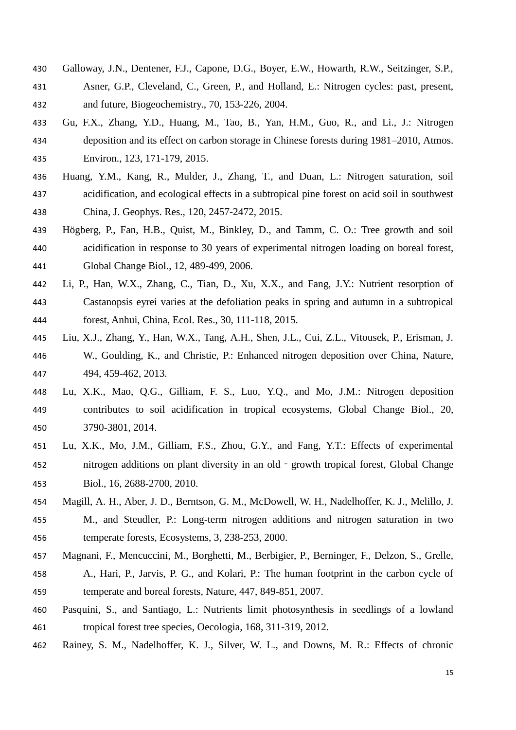Galloway, J.N., Dentener, F.J., Capone, D.G., Boyer, E.W., Howarth, R.W., Seitzinger, S.P., Asner, G.P., Cleveland, C., Green, P., and Holland, E.: Nitrogen cycles: past, present, and future, Biogeochemistry., 70, 153-226, 2004.

Gu, F.X., Zhang, Y.D., Huang, M., Tao, B., Yan, H.M., Guo, R., and Li., J.: Nitrogen deposition and its effect on carbon storage in Chinese forests during 1981–2010, Atmos. Environ., 123, 171-179, 2015.

Huang, Y.M., Kang, R., Mulder, J., Zhang, T., and Duan, L.: Nitrogen saturation, soil acidification, and ecological effects in a subtropical pine forest on acid soil in southwest China, J. Geophys. Res., 120, 2457-2472, 2015.

Högberg, P., Fan, H.B., Quist, M., Binkley, D., and Tamm, C. O.: Tree growth and soil acidification in response to 30 years of experimental nitrogen loading on boreal forest, Global Change Biol., 12, 489-499, 2006.

Li, P., Han, W.X., Zhang, C., Tian, D., Xu, X.X., and Fang, J.Y.: Nutrient resorption of Castanopsis eyrei varies at the defoliation peaks in spring and autumn in a subtropical forest, Anhui, China, Ecol. Res., 30, 111-118, 2015.

Liu, X.J., Zhang, Y., Han, W.X., Tang, A.H., Shen, J.L., Cui, Z.L., Vitousek, P., Erisman, J. W., Goulding, K., and Christie, P.: Enhanced nitrogen deposition over China, Nature, 494, 459-462, 2013.

Lu, X.K., Mao, Q.G., Gilliam, F. S., Luo, Y.Q., and Mo, J.M.: Nitrogen deposition contributes to soil acidification in tropical ecosystems, Global Change Biol., 20, 3790-3801, 2014.

Lu, X.K., Mo, J.M., Gilliam, F.S., Zhou, G.Y., and Fang, Y.T.: Effects of experimental nitrogen additions on plant diversity in an old‐growth tropical forest, Global Change Biol., 16, 2688-2700, 2010.

Magill, A. H., Aber, J. D., Berntson, G. M., McDowell, W. H., Nadelhoffer, K. J., Melillo, J. M., and Steudler, P.: Long-term nitrogen additions and nitrogen saturation in two temperate forests, Ecosystems, 3, 238-253, 2000.

Magnani, F., Mencuccini, M., Borghetti, M., Berbigier, P., Berninger, F., Delzon, S., Grelle, A., Hari, P., Jarvis, P. G., and Kolari, P.: The human footprint in the carbon cycle of temperate and boreal forests, Nature, 447, 849-851, 2007.

Pasquini, S., and Santiago, L.: Nutrients limit photosynthesis in seedlings of a lowland tropical forest tree species, Oecologia, 168, 311-319, 2012.

Rainey, S. M., Nadelhoffer, K. J., Silver, W. L., and Downs, M. R.: Effects of chronic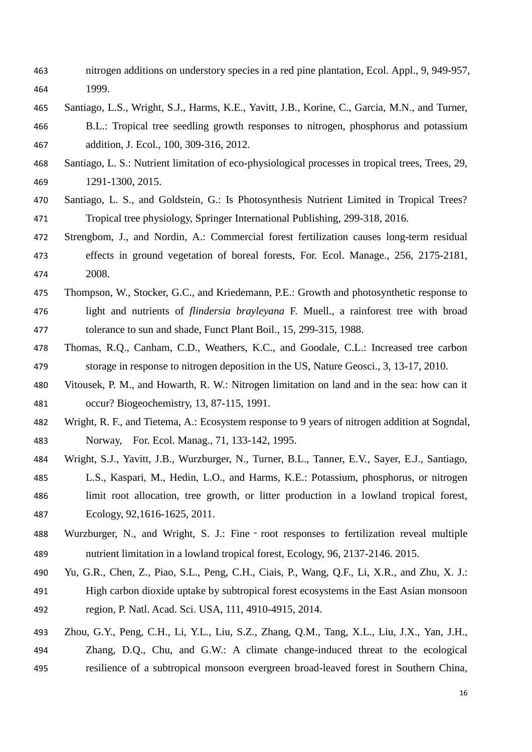nitrogen additions on understory species in a red pine plantation, Ecol. Appl., 9, 949-957, 1999.

Santiago, L.S., Wright, S.J., Harms, K.E., Yavitt, J.B., Korine, C., Garcia, M.N., and Turner, B.L.: Tropical tree seedling growth responses to nitrogen, phosphorus and potassium addition, J. Ecol., 100, 309-316, 2012.

Santiago, L. S.: Nutrient limitation of eco-physiological processes in tropical trees, Trees, 29, 1291-1300, 2015.

Santiago, L. S., and Goldstein, G.: Is Photosynthesis Nutrient Limited in Tropical Trees? Tropical tree physiology, Springer International Publishing, 299-318, 2016.

Strengbom, J., and Nordin, A.: Commercial forest fertilization causes long-term residual effects in ground vegetation of boreal forests, For. Ecol. Manage., 256, 2175-2181, 2008.

Thompson, W., Stocker, G.C., and Kriedemann, P.E.: Growth and photosynthetic response to light and nutrients of *flindersia brayleyana* F. Muell., a rainforest tree with broad tolerance to sun and shade, Funct Plant Boil., 15, 299-315, 1988.

Thomas, R.Q., Canham, C.D., Weathers, K.C., and Goodale, C.L.: Increased tree carbon storage in response to nitrogen deposition in the US, Nature Geosci., 3, 13-17, 2010.

Vitousek, P. M., and Howarth, R. W.: Nitrogen limitation on land and in the sea: how can it occur? Biogeochemistry, 13, 87-115, 1991.

Wright, R. F., and Tietema, A.: Ecosystem response to 9 years of nitrogen addition at Sogndal, Norway, For. Ecol. Manag., 71, 133-142, 1995.

Wright, S.J., Yavitt, J.B., Wurzburger, N., Turner, B.L., Tanner, E.V., Sayer, E.J., Santiago, L.S., Kaspari, M., Hedin, L.O., and Harms, K.E.: Potassium, phosphorus, or nitrogen limit root allocation, tree growth, or litter production in a lowland tropical forest, Ecology, 92,1616-1625, 2011.

Wurzburger, N., and Wright, S. J.: Fine‐root responses to fertilization reveal multiple nutrient limitation in a lowland tropical forest, Ecology, 96, 2137-2146. 2015.

Yu, G.R., Chen, Z., Piao, S.L., Peng, C.H., Ciais, P., Wang, Q.F., Li, X.R., and Zhu, X. J.: High carbon dioxide uptake by subtropical forest ecosystems in the East Asian monsoon region, P. Natl. Acad. Sci. USA, 111, 4910-4915, 2014.

Zhou, G.Y., Peng, C.H., Li, Y.L., Liu, S.Z., Zhang, Q.M., Tang, X.L., Liu, J.X., Yan, J.H., Zhang, D.Q., Chu, and G.W.: A climate change-induced threat to the ecological resilience of a subtropical monsoon evergreen broad-leaved forest in Southern China,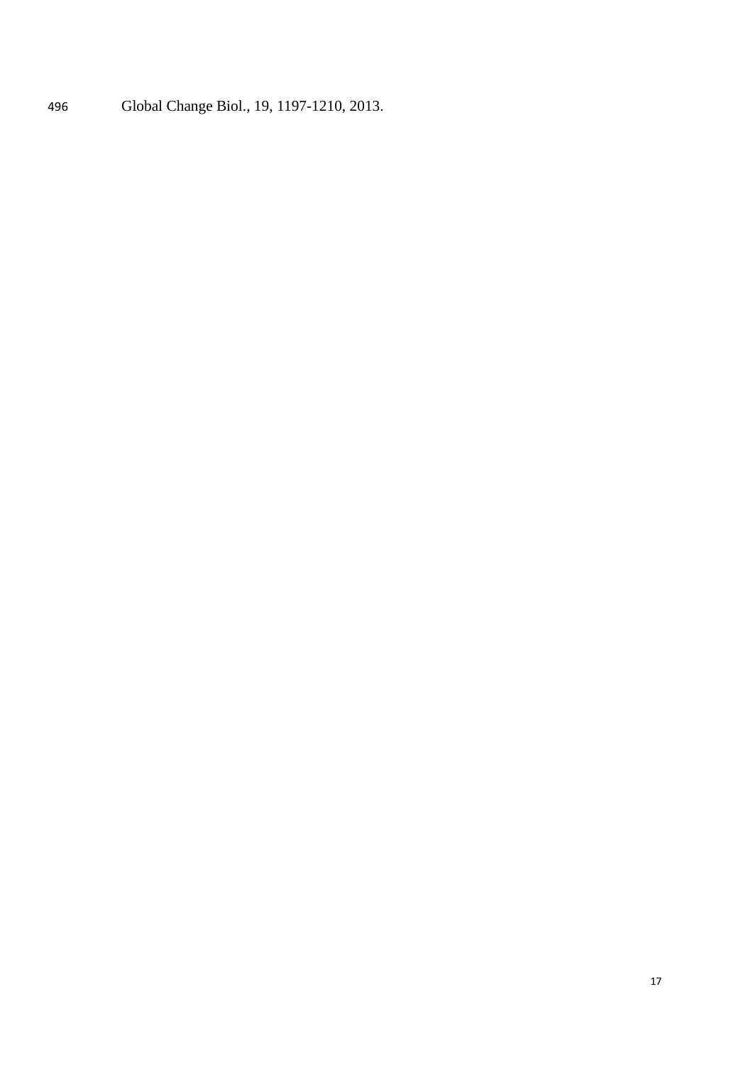Global Change Biol., 19, 1197-1210, 2013.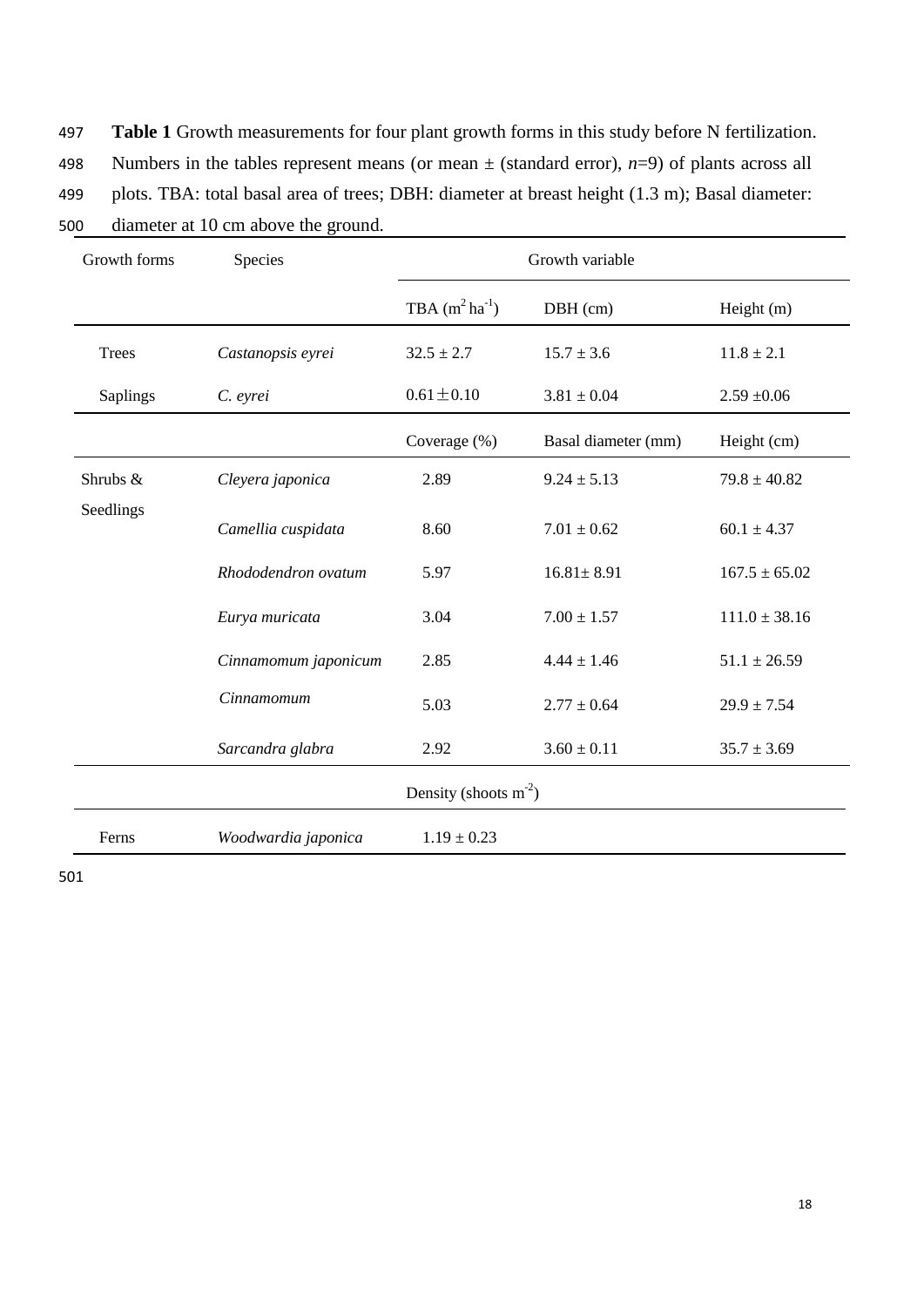**Table 1** Growth measurements for four plant growth forms in this study before N fertilization. Numbers in the tables represent means (or mean ± (standard error), *n*=9) of plants across all plots. TBA: total basal area of trees; DBH: diameter at breast height (1.3 m); Basal diameter: diameter at 10 cm above the ground.

| Growth forms | Species | Growth variable | | |
|---|---|---|---|---|
| | | TBA ($m^2$ $ha^{-1}$) | DBH (cm) | Height (m) |
| Trees | *Castanopsis eyrei* | 32.5 ± 2.7 | 15.7 ± 3.6 | 11.8 ± 2.1 |
| Saplings | *C. eyrei* | 0.61 ± 0.10 | 3.81 ± 0.04 | 2.59 ±0.06 |
| | | Coverage (%) | Basal diameter (mm) | Height (cm) |
| Shrubs & Seedlings | *Cleyera japonica* | 2.89 | 9.24 ± 5.13 | 79.8 ± 40.82 |
| | *Camellia cuspidata* | 8.60 | 7.01 ± 0.62 | 60.1 ± 4.37 |
| | *Rhododendron ovatum* | 5.97 | 16.81± 8.91 | 167.5 ± 65.02 |
| | *Eurya muricata* | 3.04 | 7.00 ± 1.57 | 111.0 ± 38.16 |
| | *Cinnamomum japonicum* | 2.85 | 4.44 ± 1.46 | 51.1 ± 26.59 |
| | *Cinnamomum* | 5.03 | 2.77 ± 0.64 | 29.9 ± 7.54 |
| | *Sarcandra glabra* | 2.92 | 3.60 ± 0.11 | 35.7 ± 3.69 |
| | | Density (shoots $m^{-2}$) | | |
| Ferns | *Woodwardia japonica* | 1.19 ± 0.23 | | |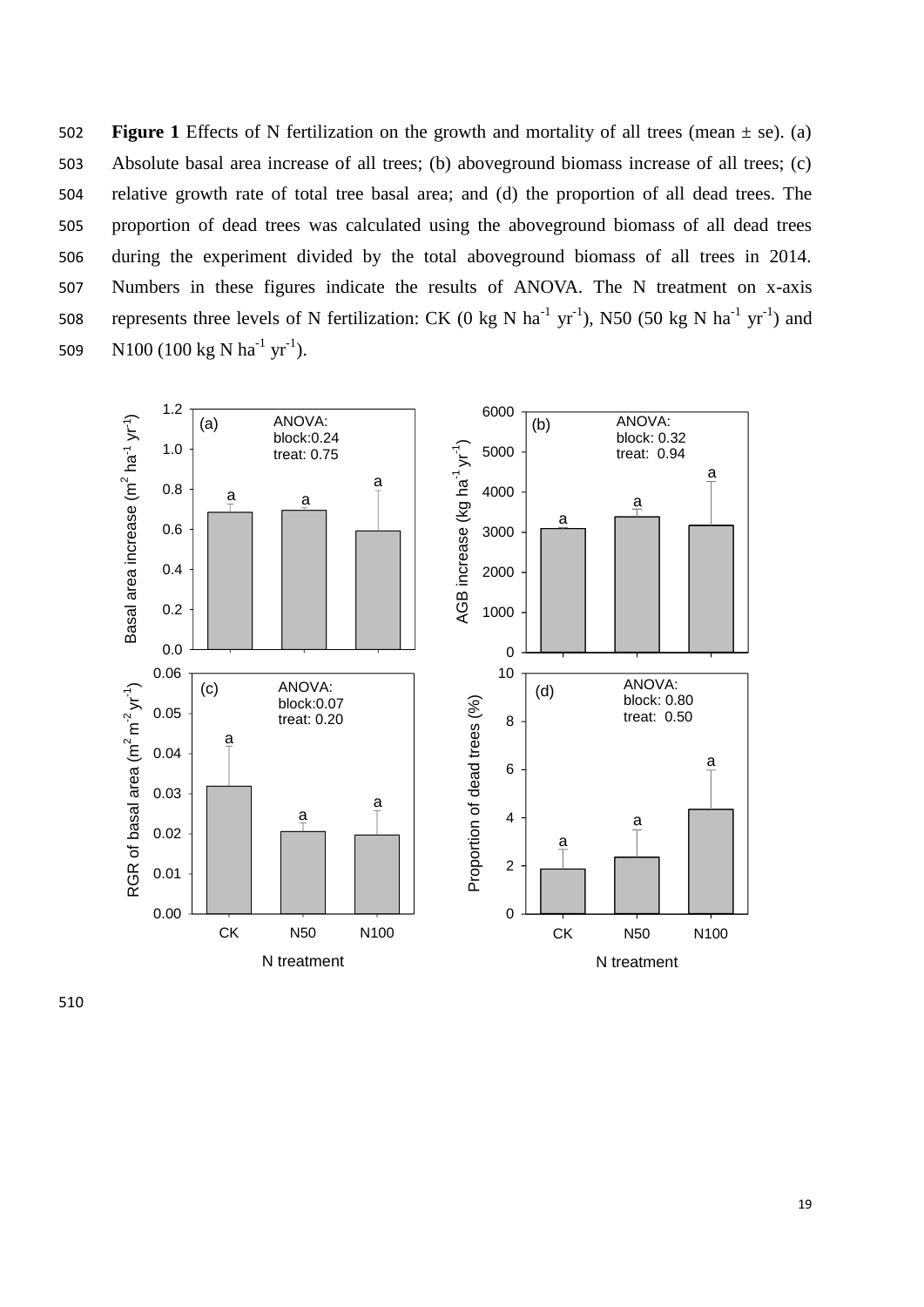**Figure 1** Effects of N fertilization on the growth and mortality of all trees (mean ± se). (a) Absolute basal area increase of all trees; (b) aboveground biomass increase of all trees; (c) relative growth rate of total tree basal area; and (d) the proportion of all dead trees. The proportion of dead trees was calculated using the aboveground biomass of all dead trees during the experiment divided by the total aboveground biomass of all trees in 2014. Numbers in these figures indicate the results of ANOVA. The N treatment on x-axis represents three levels of N fertilization: CK (0 kg N $ha^{-1}$ $yr^{-1}$), N50 (50 kg N $ha^{-1}$ $yr^{-1}$) and N100 (100 kg N $ha^{-1}$ $yr^{-1}$).

(a)
ANOVA:
block:0.24
treat: 0.75
Basal area increase ($m^2$ $ha^{-1}$ $yr^{-1}$)
1.2
1.0
0.8
0.6
0.4
0.2
0.0
a a a

(b)
ANOVA:
block: 0.32
treat: 0.94
AGB increase (kg $ha^{-1}$ $yr^{-1}$)
6000
5000
4000
3000
2000
1000
0
a a a

(c)
ANOVA:
block:0.07
treat: 0.20
RGR of basal area ($m^2$ $m^{-2}$ $yr^{-1}$)
0.06
0.05
0.04
0.03
0.02
0.01
0.00
a a a
CK N50 N100
N treatment

(d)
ANOVA:
block: 0.80
treat: 0.50
Proportion of dead trees (%)
10
8
6
4
2
0
a a a
CK N50 N100
N treatment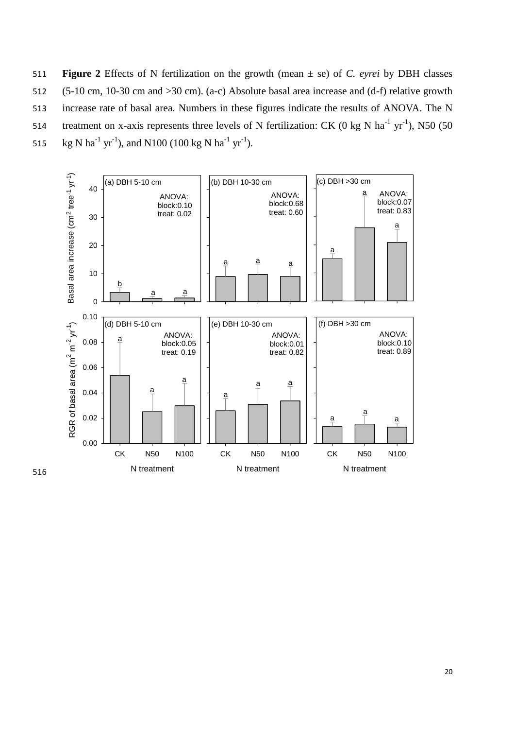**Figure 2** Effects of N fertilization on the growth (mean ± se) of *C. eyrei* by DBH classes (5-10 cm, 10-30 cm and >30 cm). (a-c) Absolute basal area increase and (d-f) relative growth increase rate of basal area. Numbers in these figures indicate the results of ANOVA. The N treatment on x-axis represents three levels of N fertilization: CK (0 kg N $ha^{-1}$ $yr^{-1}$), N50 (50 kg N $ha^{-1}$ $yr^{-1}$), and N100 (100 kg N $ha^{-1}$ $yr^{-1}$).

(a) DBH 5-10 cm
ANOVA:
block:0.10
treat: 0.02
b a a

(b) DBH 10-30 cm
ANOVA:
block:0.68
treat: 0.60
a a a

(c) DBH >30 cm
ANOVA:
block:0.07
treat: 0.83
a a a

Basal area increase ($cm^2$ $tree^{-1}$ $yr^{-1}$)
0 10 20 30 40

(d) DBH 5-10 cm
ANOVA:
block:0.05
treat: 0.19
a a a

(e) DBH 10-30 cm
ANOVA:
block:0.01
treat: 0.82
a a a

(f) DBH >30 cm
ANOVA:
block:0.10
treat: 0.89
a a a

RGR of basal area ($m^2$ $m^{-2}$ $yr^{-1}$)
0.00 0.02 0.04 0.06 0.08 0.10

CK N50 N100
N treatment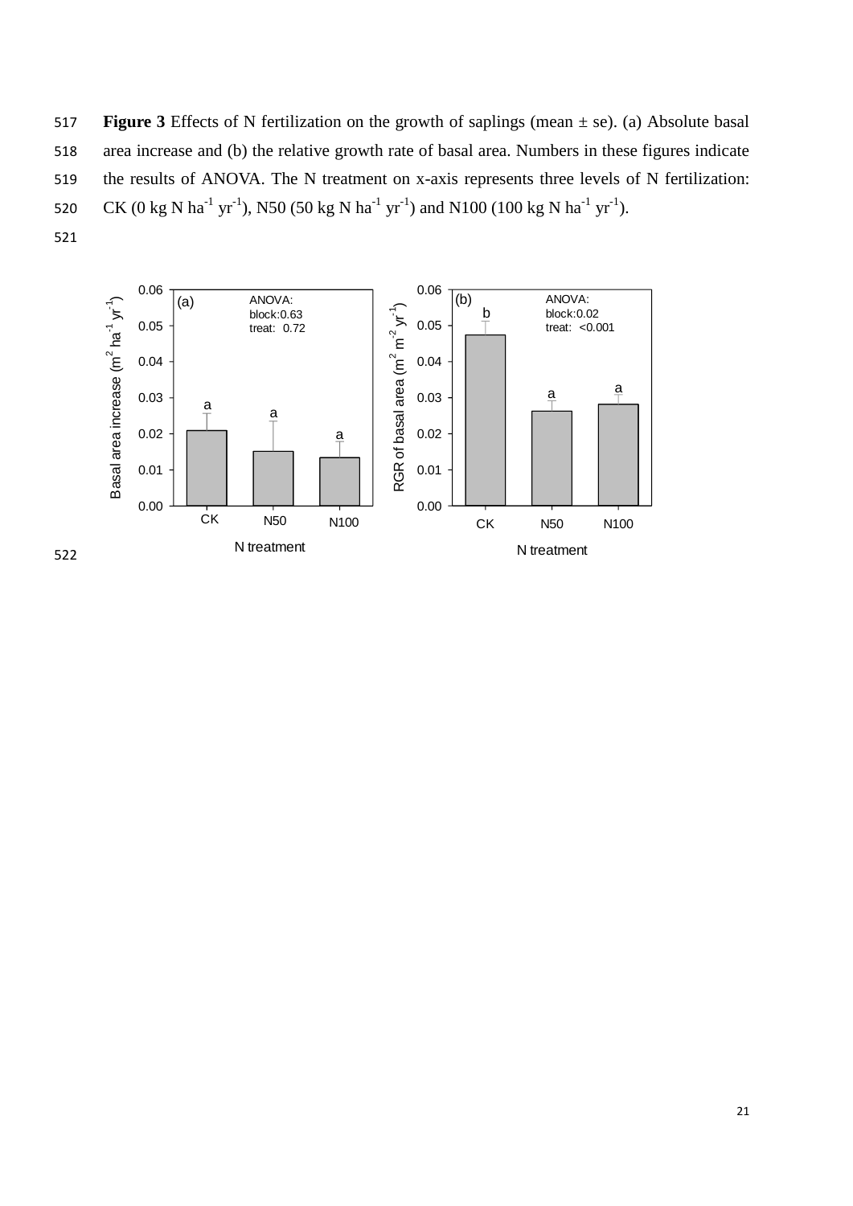**Figure 3** Effects of N fertilization on the growth of saplings (mean ± se). (a) Absolute basal area increase and (b) the relative growth rate of basal area. Numbers in these figures indicate the results of ANOVA. The N treatment on x-axis represents three levels of N fertilization: CK (0 kg N $ha^{-1}$ $yr^{-1}$), N50 (50 kg N $ha^{-1}$ $yr^{-1}$) and N100 (100 kg N $ha^{-1}$ $yr^{-1}$).

(a)

ANOVA:
block:0.63
treat: 0.72

Basal area increase ($m^2$ $ha^{-1}$ $yr^{-1}$)

0.00
0.01
0.02
0.03
0.04
0.05
0.06

a
a
a

CK
N50
N100

N treatment

(b)

ANOVA:
block:0.02
treat: <0.001

RGR of basal area ($m^2$ $m^{-2}$ $yr^{-1}$)

0.00
0.01
0.02
0.03
0.04
0.05
0.06

b
a
a

CK
N50
N100

N treatment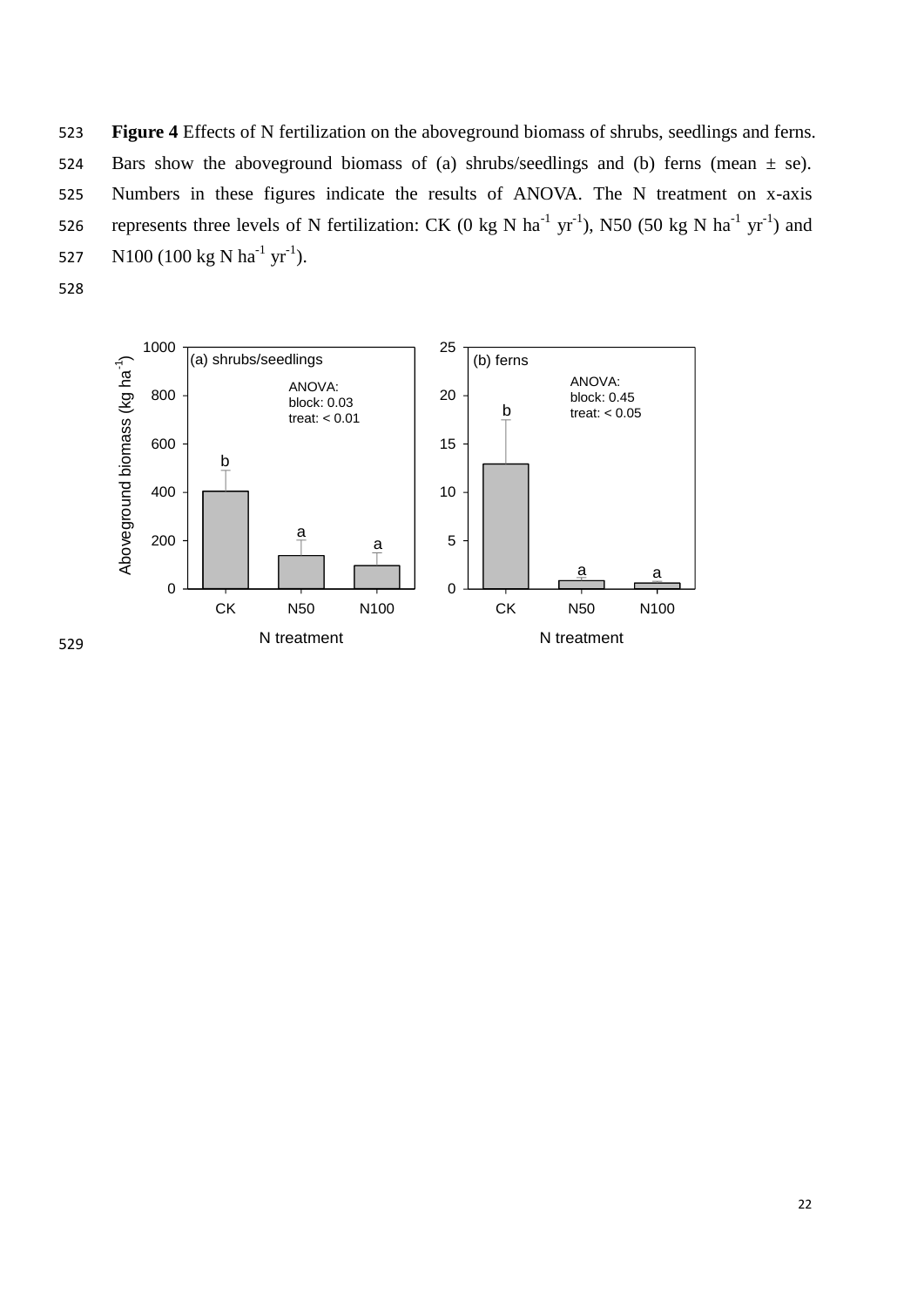**Figure 4** Effects of N fertilization on the aboveground biomass of shrubs, seedlings and ferns. Bars show the aboveground biomass of (a) shrubs/seedlings and (b) ferns (mean ± se). Numbers in these figures indicate the results of ANOVA. The N treatment on x-axis represents three levels of N fertilization: CK (0 kg N $ha^{-1}$ $yr^{-1}$), N50 (50 kg N $ha^{-1}$ $yr^{-1}$) and N100 (100 kg N $ha^{-1}$ $yr^{-1}$).

(a) shrubs/seedlings

ANOVA:
block: 0.03
treat: < 0.01

Aboveground biomass (kg $ha^{-1}$)

0
200
400
600
800
1000

b
a
a

CK
N50
N100

N treatment

(b) ferns

ANOVA:
block: 0.45
treat: < 0.05

0
5
10
15
20
25

b
a
a

CK
N50
N100

N treatment